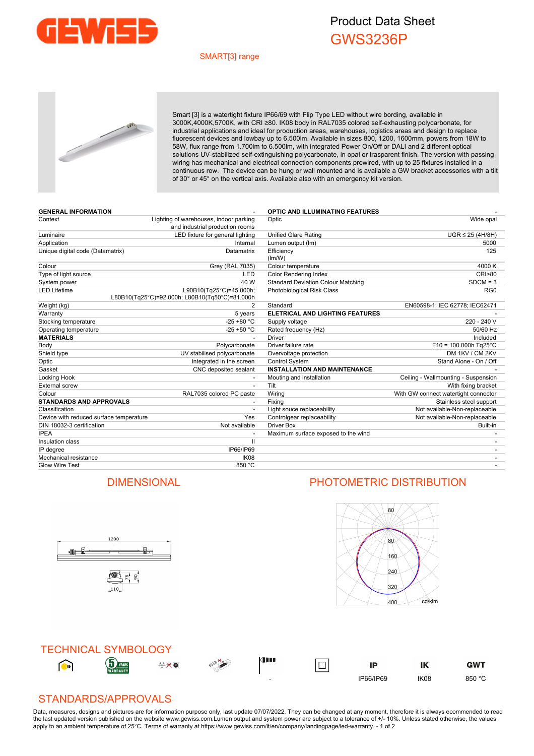# Product Data Sheet

## GWS3236P

SMART[3] range

Smart [3] is a watertight fixture IP66/69 with Flip Type LED without wire bording, available in 3000K,4000K,5700K, with CRI ≥80. IK08 body in RAL7035 colored self-exhausting polycarbonate, for industrial applications and ideal for production areas, warehouses, logistics areas and design to replace fluorescent devices and lowbay up to 6,500lm. Available in sizes 800, 1200, 1600mm, powers from 18W to 58W, flux range from 1.700lm to 6.500lm, with integrated Power On/Off or DALI and 2 different optical solutions UV-stabilized self-extinguishing polycarbonate, in opal or trasparent finish. The version with passing wiring has mechanical and electrical connection components prewired, with up to 25 fixtures installed in a continuous row. The device can be hung or wall mounted and is available a GW bracket accessories with a tilt of 30° or 45° on the vertical axis. Available also with an emergency kit version.

| **GENERAL INFORMATION** | - |
|---|---|
| Context | Lighting of warehouses, indoor parking and industrial production rooms |
| Luminaire | LED fixture for general lighting |
| Application | Internal |
| Unique digital code (Datamatrix) | Datamatrix |
| Colour | Grey (RAL 7035) |
| Type of light source | LED |
| System power | 40 W |
| LED Lifetime | L90B10(Tq25°C)=45.000h; L80B10(Tq25°C)=92.000h; L80B10(Tq50°C)=81.000h |
| Weight (kg) | 2 |
| Warranty | 5 years |
| Stocking temperature | -25 +80 °C |
| Operating temperature | -25 +50 °C |
| **MATERIALS** | - |
| Body | Polycarbonate |
| Shield type | UV stabilised polycarbonate |
| Optic | Integrated in the screen |
| Gasket | CNC deposited sealant |
| Locking Hook | - |
| External screw | - |
| Colour | RAL7035 colored PC paste |
| **STANDARDS AND APPROVALS** | - |
| Classification | - |
| Device with reduced surface temperature | Yes |
| DIN 18032-3 certification | Not available |
| IPEA | - |
| Insulation class | II |
| IP degree | IP66/IP69 |
| Mechanical resistance | IK08 |
| Glow Wire Test | 850 °C |

| **OPTIC AND ILLUMINATING FEATURES** | - |
|---|---|
| Optic | Wide opal |
| Unified Glare Rating | UGR ≤ 25 (4H/8H) |
| Lumen output (lm) | 5000 |
| Efficiency (lm/W) | 125 |
| Colour temperature | 4000 K |
| Color Rendering Index | CRI>80 |
| Standard Deviation Colour Matching | SDCM = 3 |
| Photobiological Risk Class | RG0 |
| Standard | EN60598-1; IEC 62778; IEC62471 |
| **ELETRICAL AND LIGHTING FEATURES** | - |
| Supply voltage | 220 - 240 V |
| Rated frequency (Hz) | 50/60 Hz |
| Driver | Included |
| Driver failure rate | F10 = 100.000h Tq25°C |
| Overvoltage protection | DM 1KV / CM 2KV |
| Control System | Stand Alone - On / Off |
| **INSTALLATION AND MAINTENANCE** | - |
| Mouting and installation | Ceiling - Wallmounting - Suspension |
| Tilt | With fixing bracket |
| Wiring | With GW connect watertight connector |
| Fixing | Stainless steel support |
| Light souce replaceability | Not available-Non-replaceable |
| Controlgear replaceability | Not available-Non-replaceable |
| Driver Box | Built-in |
| Maximum surface exposed to the wind | - |
| | - |
| | - |
| | - |
| | - |

## DIMENSIONAL

1200

76, 90

110

## PHOTOMETRIC DISTRIBUTION

80, 80, 160, 240, 320, 400 cd/klm

## TECHNICAL SYMBOLOGY

- | IP66/IP69 | IK08 | 850 °C

IP | IK | GWT

## STANDARDS/APPROVALS

Data, measures, designs and pictures are for information purpose only, last update 07/07/2022. They can be changed at any moment, therefore it is always ecommended to read the last updated version published on the website www.gewiss.com.Lumen output and system power are subject to a tolerance of +/- 10%. Unless stated otherwise, the values apply to an ambient temperature of 25°C. Terms of warranty at https://www.gewiss.com/it/en/company/landingpage/led-warranty.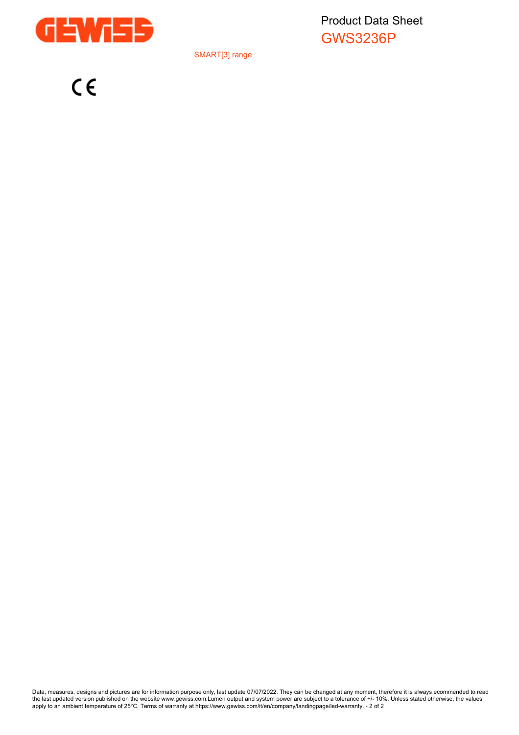Product Data Sheet

GWS3236P

SMART[3] range

CE

Data, measures, designs and pictures are for information purpose only, last update 07/07/2022. They can be changed at any moment, therefore it is always ecommended to read the last updated version published on the website www.gewiss.com.Lumen output and system power are subject to a tolerance of +/- 10%. Unless stated otherwise, the values apply to an ambient temperature of 25°C. Terms of warranty at https://www.gewiss.com/it/en/company/landingpage/led-warranty.